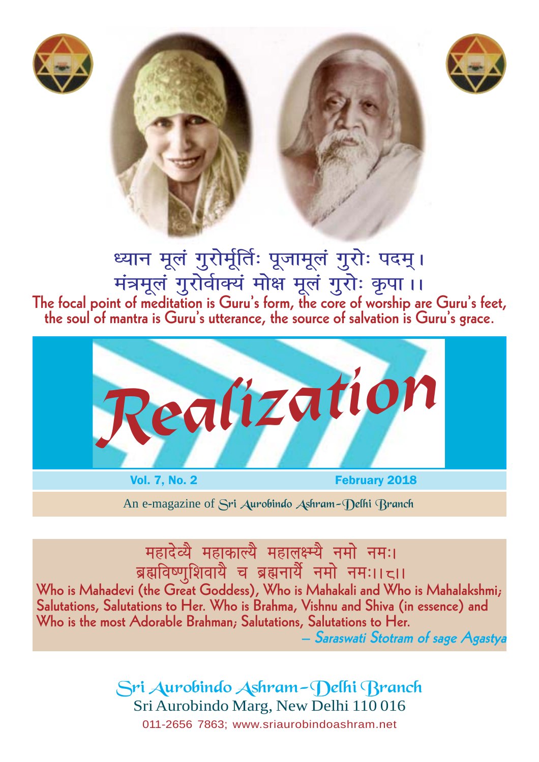ध्यान मूलं गुरोर्मूर्तिः पूजामूलं गुरोः पदम्।
मंत्रमूलं गुरोर्वाक्यं मोक्ष मूलं गुरोः कृपा ।।

**The focal point of meditation is Guru's form, the core of worship are Guru's feet, the soul of mantra is Guru's utterance, the source of salvation is Guru's grace.**

# Realization

**Vol. 7, No. 2** **February 2018**

An e-magazine of Sri Aurobindo Ashram–Delhi Branch

महादेव्यै महाकाल्यै महालक्ष्म्यै नमो नमः।
ब्रह्मविष्णुशिवायै च ब्रह्मनार्यै नमो नमः।।८।।

**Who is Mahadevi (the Great Goddess), Who is Mahakali and Who is Mahalakshmi; Salutations, Salutations to Her. Who is Brahma, Vishnu and Shiva (in essence) and Who is the most Adorable Brahman; Salutations, Salutations to Her.**

*– Saraswati Stotram of sage Agastya*

Sri Aurobindo Ashram–Delhi Branch
Sri Aurobindo Marg, New Delhi 110 016
011-2656 7863; www.sriaurobindoashram.net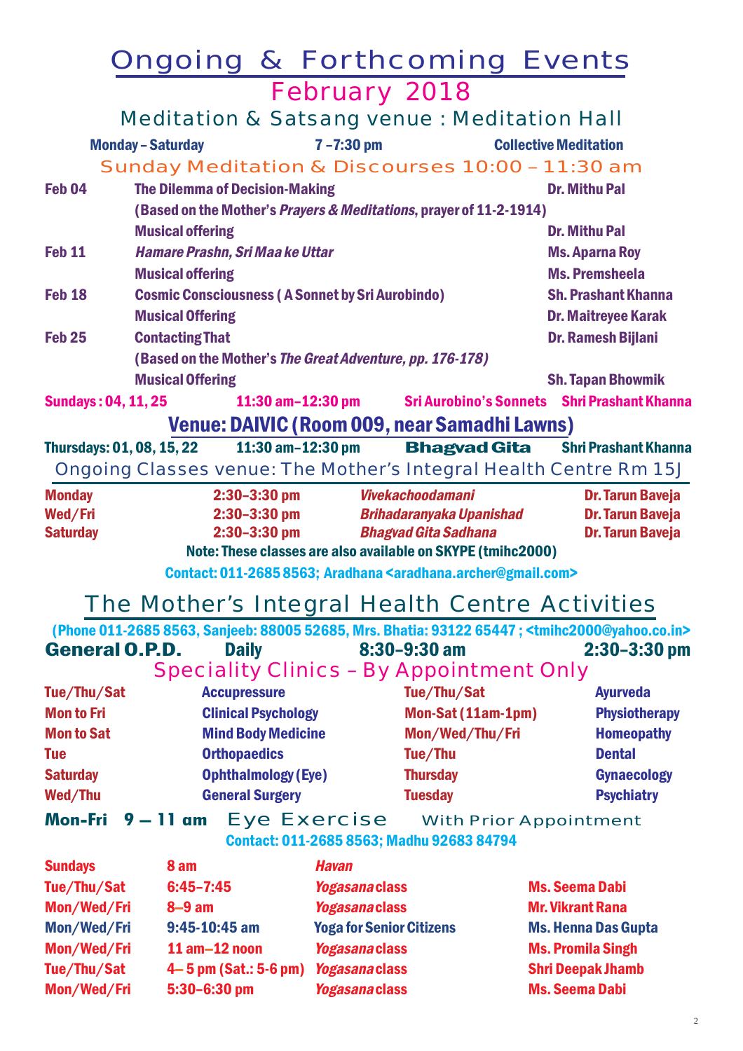# Ongoing & Forthcoming Events

## February 2018

### Meditation & Satsang venue : Meditation Hall

| Monday – Saturday | 7 –7:30 pm | Collective Meditation |
|---|---|---|

### Sunday Meditation & Discourses 10:00 – 11:30 am

| | | |
|---|---|---|
| **Feb 04** | **The Dilemma of Decision-Making** | **Dr. Mithu Pal** |
| | **(Based on the Mother's *Prayers & Meditations*, prayer of 11-2-1914)** | |
| | **Musical offering** | **Dr. Mithu Pal** |
| **Feb 11** | ***Hamare Prashn, Sri Maa ke Uttar*** | **Ms. Aparna Roy** |
| | **Musical offering** | **Ms. Premsheela** |
| **Feb 18** | **Cosmic Consciousness ( A Sonnet by Sri Aurobindo)** | **Sh. Prashant Khanna** |
| | **Musical Offering** | **Dr. Maitreyee Karak** |
| **Feb 25** | **Contacting That** | **Dr. Ramesh Bijlani** |
| | **(Based on the Mother's *The Great Adventure, pp. 176-178)*** | |
| | **Musical Offering** | **Sh. Tapan Bhowmik** |

| Sundays : 04, 11, 25 | 11:30 am–12:30 pm | Sri Aurobino's Sonnets | Shri Prashant Khanna |
|---|---|---|---|

### Venue: DAIVIC (Room 009, near Samadhi Lawns)

| Thursdays: 01, 08, 15, 22 | 11:30 am–12:30 pm | Bhagvad Gita | Shri Prashant Khanna |
|---|---|---|---|

### Ongoing Classes venue: The Mother's Integral Health Centre Rm 15J

| | | | |
|---|---|---|---|
| Monday | 2:30–3:30 pm | *Vivekachoodamani* | Dr. Tarun Baveja |
| Wed/Fri | 2:30–3:30 pm | *Brihadaranyaka Upanishad* | Dr. Tarun Baveja |
| Saturday | 2:30–3:30 pm | *Bhagvad Gita Sadhana* | Dr. Tarun Baveja |

Note: These classes are also available on SKYPE (tmihc2000)

Contact: 011-2685 8563; Aradhana <aradhana.archer@gmail.com>

# The Mother's Integral Health Centre Activities

(Phone 011-2685 8563, Sanjeeb: 88005 52685, Mrs. Bhatia: 93122 65447 ; <tmihc2000@yahoo.co.in>

| General O.P.D. | Daily | 8:30–9:30 am | 2:30–3:30 pm |
|---|---|---|---|

### Speciality Clinics – By Appointment Only

| | | | |
|---|---|---|---|
| Tue/Thu/Sat | Accupressure | Tue/Thu/Sat | Ayurveda |
| Mon to Fri | Clinical Psychology | Mon-Sat (11am-1pm) | Physiotherapy |
| Mon to Sat | Mind Body Medicine | Mon/Wed/Thu/Fri | Homeopathy |
| Tue | Orthopaedics | Tue/Thu | Dental |
| Saturday | Ophthalmology (Eye) | Thursday | Gynaecology |
| Wed/Thu | General Surgery | Tuesday | Psychiatry |

**Mon-Fri 9 – 11 am** Eye Exercise With Prior Appointment

Contact: 011-2685 8563; Madhu 92683 84794

| | | | |
|---|---|---|---|
| Sundays | 8 am | *Havan* | |
| Tue/Thu/Sat | 6:45–7:45 | *Yogasana* class | Ms. Seema Dabi |
| Mon/Wed/Fri | 8–9 am | *Yogasana* class | Mr. Vikrant Rana |
| Mon/Wed/Fri | 9:45-10:45 am | Yoga for Senior Citizens | Ms. Henna Das Gupta |
| Mon/Wed/Fri | 11 am–12 noon | *Yogasana* class | Ms. Promila Singh |
| Tue/Thu/Sat | 4– 5 pm (Sat.: 5-6 pm) | *Yogasana* class | Shri Deepak Jhamb |
| Mon/Wed/Fri | 5:30–6:30 pm | *Yogasana* class | Ms. Seema Dabi |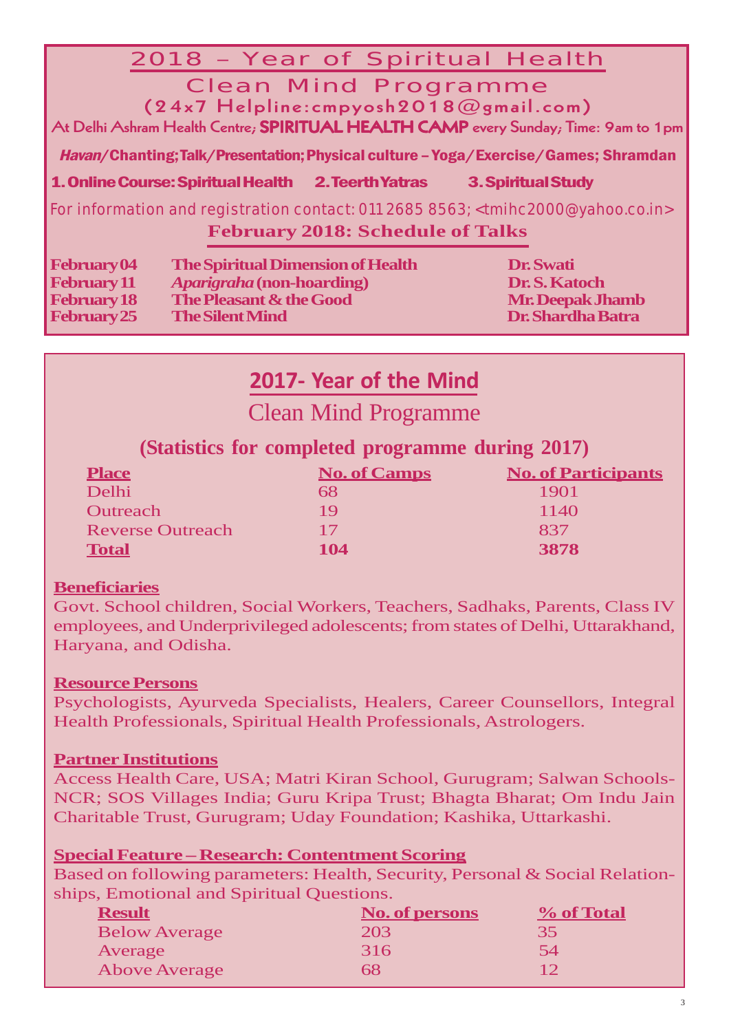# 2018 – Year of Spiritual Health

## Clean Mind Programme

**(24x7 Helpline:cmpyosh2018@gmail.com)**

At Delhi Ashram Health Centre; **SPIRITUAL HEALTH CAMP** every Sunday; Time: 9am to 1pm

***Havan*/Chanting; Talk/Presentation; Physical culture – Yoga/Exercise/Games; Shramdan**

**1. Online Course: Spiritual Health  2. Teerth Yatras  3. Spiritual Study**

For information and registration contact: 011 2685 8563; <tmihc2000@yahoo.co.in>

### February 2018: Schedule of Talks

| | | |
|---|---|---|
| **February 04** | **The Spiritual Dimension of Health** | **Dr. Swati** |
| **February 11** | ***Aparigraha* (non-hoarding)** | **Dr. S. Katoch** |
| **February 18** | **The Pleasant & the Good** | **Mr. Deepak Jhamb** |
| **February 25** | **The Silent Mind** | **Dr. Shardha Batra** |

# 2017- Year of the Mind

## Clean Mind Programme

### (Statistics for completed programme during 2017)

| Place | No. of Camps | No. of Participants |
|---|---|---|
| Delhi | 68 | 1901 |
| Outreach | 19 | 1140 |
| Reverse Outreach | 17 | 837 |
| **Total** | **104** | **3878** |

**Beneficiaries**

Govt. School children, Social Workers, Teachers, Sadhaks, Parents, Class IV employees, and Underprivileged adolescents; from states of Delhi, Uttarakhand, Haryana, and Odisha.

**Resource Persons**

Psychologists, Ayurveda Specialists, Healers, Career Counsellors, Integral Health Professionals, Spiritual Health Professionals, Astrologers.

**Partner Institutions**

Access Health Care, USA; Matri Kiran School, Gurugram; Salwan Schools-NCR; SOS Villages India; Guru Kripa Trust; Bhagta Bharat; Om Indu Jain Charitable Trust, Gurugram; Uday Foundation; Kashika, Uttarkashi.

**Special Feature – Research: Contentment Scoring**

Based on following parameters: Health, Security, Personal & Social Relationships, Emotional and Spiritual Questions.

| Result | No. of persons | % of Total |
|---|---|---|
| Below Average | 203 | 35 |
| Average | 316 | 54 |
| Above Average | 68 | 12 |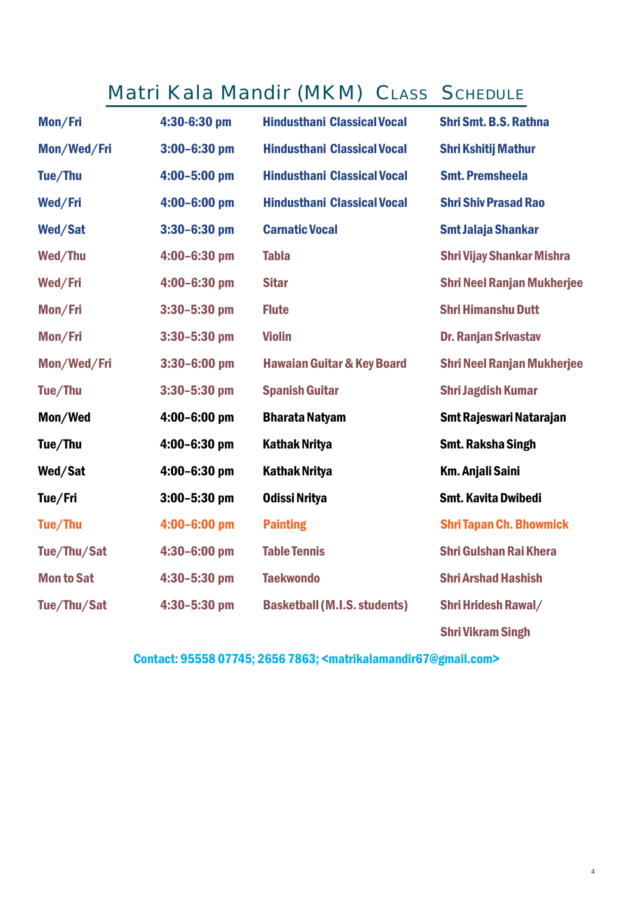# Matri Kala Mandir (MKM) Class Schedule

| | | | |
|---|---|---|---|
| Mon/Fri | 4:30-6:30 pm | Hindusthani Classical Vocal | Shri Smt. B.S. Rathna |
| Mon/Wed/Fri | 3:00–6:30 pm | Hindusthani Classical Vocal | Shri Kshitij Mathur |
| Tue/Thu | 4:00–5:00 pm | Hindusthani Classical Vocal | Smt. Premsheela |
| Wed/Fri | 4:00–6:00 pm | Hindusthani Classical Vocal | Shri Shiv Prasad Rao |
| Wed/Sat | 3:30–6:30 pm | Carnatic Vocal | Smt Jalaja Shankar |
| Wed/Thu | 4:00–6:30 pm | Tabla | Shri Vijay Shankar Mishra |
| Wed/Fri | 4:00–6:30 pm | Sitar | Shri Neel Ranjan Mukherjee |
| Mon/Fri | 3:30–5:30 pm | Flute | Shri Himanshu Dutt |
| Mon/Fri | 3:30–5:30 pm | Violin | Dr. Ranjan Srivastav |
| Mon/Wed/Fri | 3:30–6:00 pm | Hawaian Guitar & Key Board | Shri Neel Ranjan Mukherjee |
| Tue/Thu | 3:30–5:30 pm | Spanish Guitar | Shri Jagdish Kumar |
| Mon/Wed | 4:00–6:00 pm | Bharata Natyam | Smt Rajeswari Natarajan |
| Tue/Thu | 4:00–6:30 pm | Kathak Nritya | Smt. Raksha Singh |
| Wed/Sat | 4:00–6:30 pm | Kathak Nritya | Km. Anjali Saini |
| Tue/Fri | 3:00–5:30 pm | Odissi Nritya | Smt. Kavita Dwibedi |
| Tue/Thu | 4:00–6:00 pm | Painting | Shri Tapan Ch. Bhowmick |
| Tue/Thu/Sat | 4:30–6:00 pm | Table Tennis | Shri Gulshan Rai Khera |
| Mon to Sat | 4:30–5:30 pm | Taekwondo | Shri Arshad Hashish |
| Tue/Thu/Sat | 4:30–5:30 pm | Basketball (M.I.S. students) | Shri Hridesh Rawal/ Shri Vikram Singh |

Contact: 95558 07745; 2656 7863; <matrikalamandir67@gmail.com>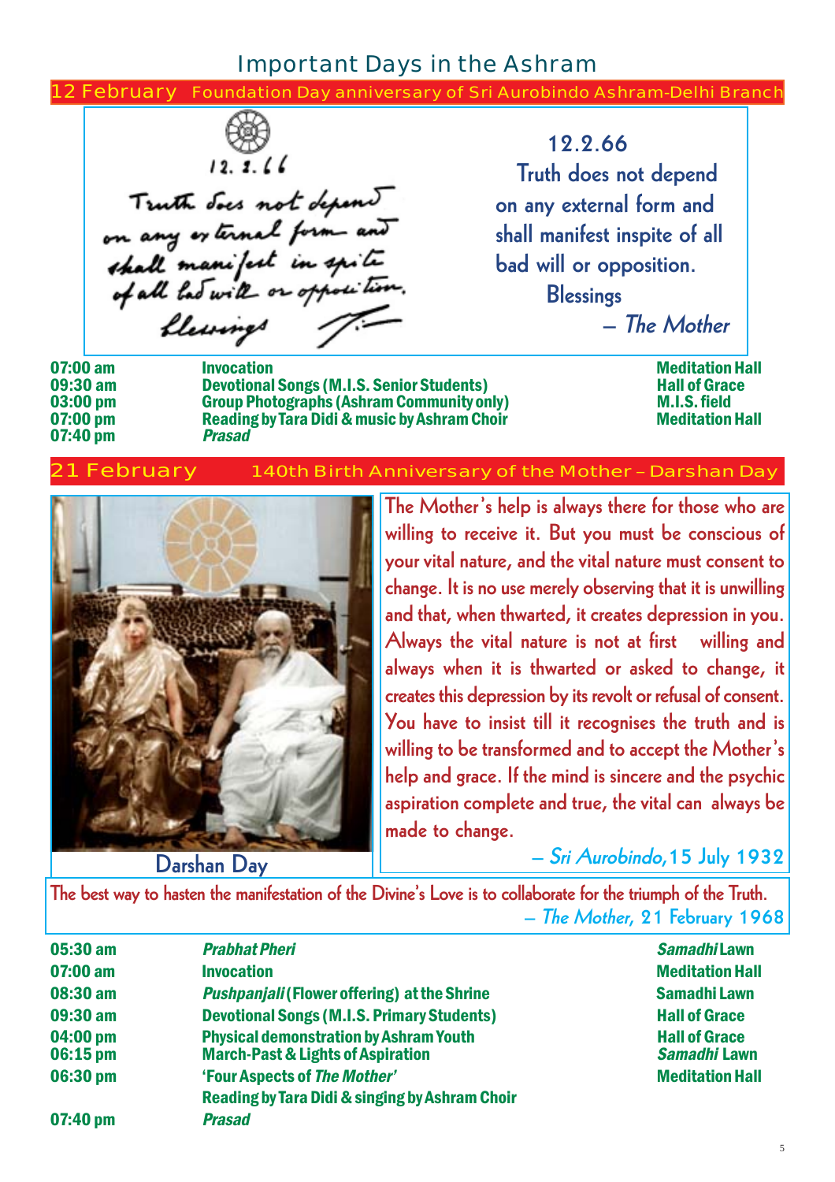# Important Days in the Ashram

## 12 February — Foundation Day anniversary of Sri Aurobindo Ashram-Delhi Branch

12.2.66

Truth does not depend on any external form and shall manifest inspite of all bad will or opposition.

Blessings

— *The Mother*

| Time | Event | Venue |
|---|---|---|
| 07:00 am | Invocation | Meditation Hall |
| 09:30 am | Devotional Songs (M.I.S. Senior Students) | Hall of Grace |
| 03:00 pm | Group Photographs (Ashram Community only) | M.I.S. field |
| 07:00 pm | Reading by Tara Didi & music by Ashram Choir | Meditation Hall |
| 07:40 pm | *Prasad* | |

## 21 February — 140th Birth Anniversary of the Mother – Darshan Day

Darshan Day

The Mother's help is always there for those who are willing to receive it. But you must be conscious of your vital nature, and the vital nature must consent to change. It is no use merely observing that it is unwilling and that, when thwarted, it creates depression in you. Always the vital nature is not at first willing and always when it is thwarted or asked to change, it creates this depression by its revolt or refusal of consent. You have to insist till it recognises the truth and is willing to be transformed and to accept the Mother's help and grace. If the mind is sincere and the psychic aspiration complete and true, the vital can always be made to change.

— *Sri Aurobindo*, 15 July 1932

The best way to hasten the manifestation of the Divine's Love is to collaborate for the triumph of the Truth.

— *The Mother*, 21 February 1968

| Time | Event | Venue |
|---|---|---|
| 05:30 am | *Prabhat Pheri* | *Samadhi* Lawn |
| 07:00 am | Invocation | Meditation Hall |
| 08:30 am | *Pushpanjali* (Flower offering) at the Shrine | Samadhi Lawn |
| 09:30 am | Devotional Songs (M.I.S. Primary Students) | Hall of Grace |
| 04:00 pm | Physical demonstration by Ashram Youth | Hall of Grace |
| 06:15 pm | March-Past & Lights of Aspiration | *Samadhi* Lawn |
| 06:30 pm | 'Four Aspects of *The Mother*' Reading by Tara Didi & singing by Ashram Choir | Meditation Hall |
| 07:40 pm | *Prasad* | |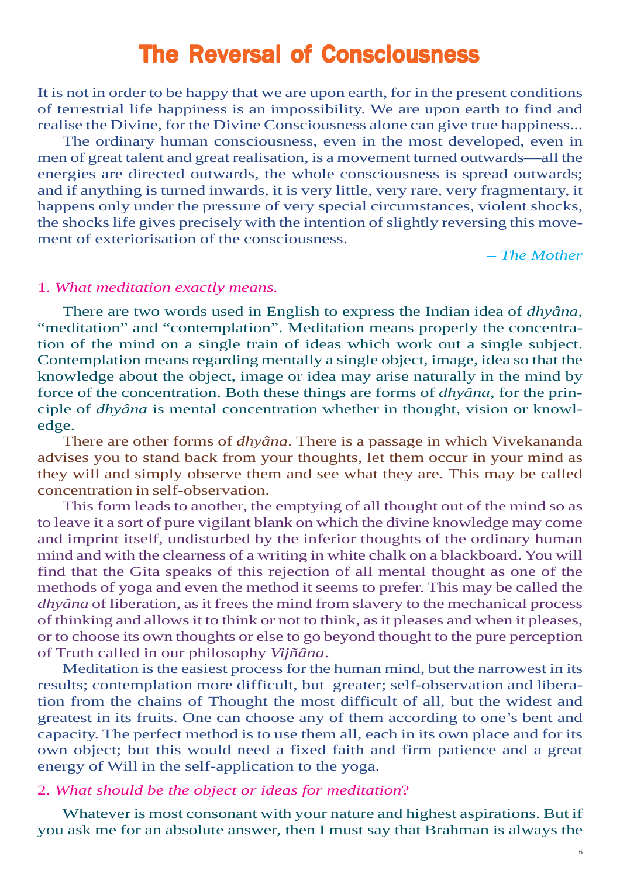# The Reversal of Consciousness

It is not in order to be happy that we are upon earth, for in the present conditions of terrestrial life happiness is an impossibility. We are upon earth to find and realise the Divine, for the Divine Consciousness alone can give true happiness...

The ordinary human consciousness, even in the most developed, even in men of great talent and great realisation, is a movement turned outwards—all the energies are directed outwards, the whole consciousness is spread outwards; and if anything is turned inwards, it is very little, very rare, very fragmentary, it happens only under the pressure of very special circumstances, violent shocks, the shocks life gives precisely with the intention of slightly reversing this movement of exteriorisation of the consciousness.

*– The Mother*

1. *What meditation exactly means.*

There are two words used in English to express the Indian idea of *dhyâna*, "meditation" and "contemplation". Meditation means properly the concentration of the mind on a single train of ideas which work out a single subject. Contemplation means regarding mentally a single object, image, idea so that the knowledge about the object, image or idea may arise naturally in the mind by force of the concentration. Both these things are forms of *dhyâna*, for the principle of *dhyâna* is mental concentration whether in thought, vision or knowledge.

There are other forms of *dhyâna*. There is a passage in which Vivekananda advises you to stand back from your thoughts, let them occur in your mind as they will and simply observe them and see what they are. This may be called concentration in self-observation.

This form leads to another, the emptying of all thought out of the mind so as to leave it a sort of pure vigilant blank on which the divine knowledge may come and imprint itself, undisturbed by the inferior thoughts of the ordinary human mind and with the clearness of a writing in white chalk on a blackboard. You will find that the Gita speaks of this rejection of all mental thought as one of the methods of yoga and even the method it seems to prefer. This may be called the *dhyâna* of liberation, as it frees the mind from slavery to the mechanical process of thinking and allows it to think or not to think, as it pleases and when it pleases, or to choose its own thoughts or else to go beyond thought to the pure perception of Truth called in our philosophy *Vijñâna*.

Meditation is the easiest process for the human mind, but the narrowest in its results; contemplation more difficult, but greater; self-observation and liberation from the chains of Thought the most difficult of all, but the widest and greatest in its fruits. One can choose any of them according to one's bent and capacity. The perfect method is to use them all, each in its own place and for its own object; but this would need a fixed faith and firm patience and a great energy of Will in the self-application to the yoga.

2. *What should be the object or ideas for meditation*?

Whatever is most consonant with your nature and highest aspirations. But if you ask me for an absolute answer, then I must say that Brahman is always the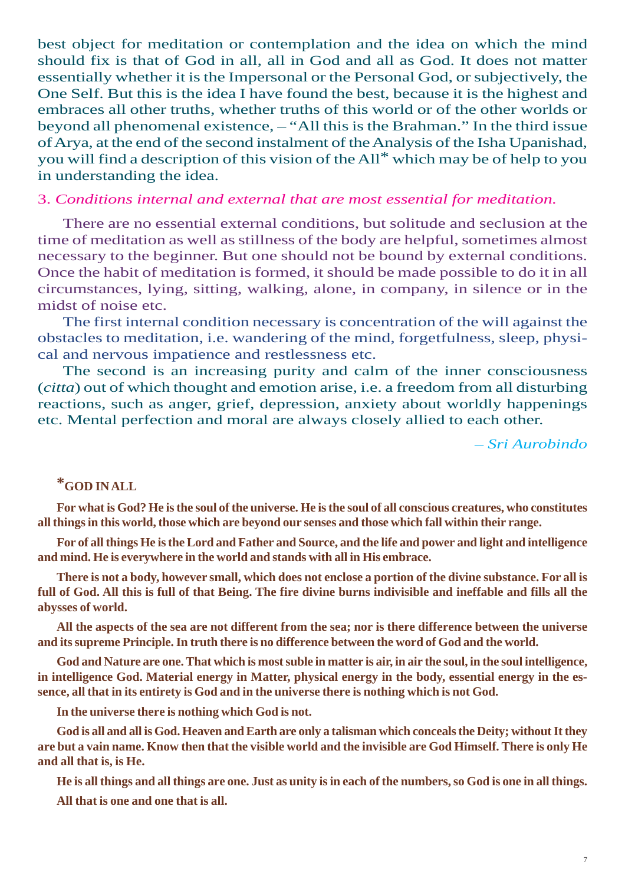best object for meditation or contemplation and the idea on which the mind should fix is that of God in all, all in God and all as God. It does not matter essentially whether it is the Impersonal or the Personal God, or subjectively, the One Self. But this is the idea I have found the best, because it is the highest and embraces all other truths, whether truths of this world or of the other worlds or beyond all phenomenal existence, – "All this is the Brahman." In the third issue of Arya, at the end of the second instalment of the Analysis of the Isha Upanishad, you will find a description of this vision of the All* which may be of help to you in understanding the idea.

3. *Conditions internal and external that are most essential for meditation.*

There are no essential external conditions, but solitude and seclusion at the time of meditation as well as stillness of the body are helpful, sometimes almost necessary to the beginner. But one should not be bound by external conditions. Once the habit of meditation is formed, it should be made possible to do it in all circumstances, lying, sitting, walking, alone, in company, in silence or in the midst of noise etc.

The first internal condition necessary is concentration of the will against the obstacles to meditation, i.e. wandering of the mind, forgetfulness, sleep, physical and nervous impatience and restlessness etc.

The second is an increasing purity and calm of the inner consciousness (*citta*) out of which thought and emotion arise, i.e. a freedom from all disturbing reactions, such as anger, grief, depression, anxiety about worldly happenings etc. Mental perfection and moral are always closely allied to each other.

*– Sri Aurobindo*

**\*GOD IN ALL**

**For what is God? He is the soul of the universe. He is the soul of all conscious creatures, who constitutes all things in this world, those which are beyond our senses and those which fall within their range.**

**For of all things He is the Lord and Father and Source, and the life and power and light and intelligence and mind. He is everywhere in the world and stands with all in His embrace.**

**There is not a body, however small, which does not enclose a portion of the divine substance. For all is full of God. All this is full of that Being. The fire divine burns indivisible and ineffable and fills all the abysses of world.**

**All the aspects of the sea are not different from the sea; nor is there difference between the universe and its supreme Principle. In truth there is no difference between the word of God and the world.**

**God and Nature are one. That which is most suble in matter is air, in air the soul, in the soul intelligence, in intelligence God. Material energy in Matter, physical energy in the body, essential energy in the essence, all that in its entirety is God and in the universe there is nothing which is not God.**

**In the universe there is nothing which God is not.**

**God is all and all is God. Heaven and Earth are only a talisman which conceals the Deity; without It they are but a vain name. Know then that the visible world and the invisible are God Himself. There is only He and all that is, is He.**

**He is all things and all things are one. Just as unity is in each of the numbers, so God is one in all things.**

**All that is one and one that is all.**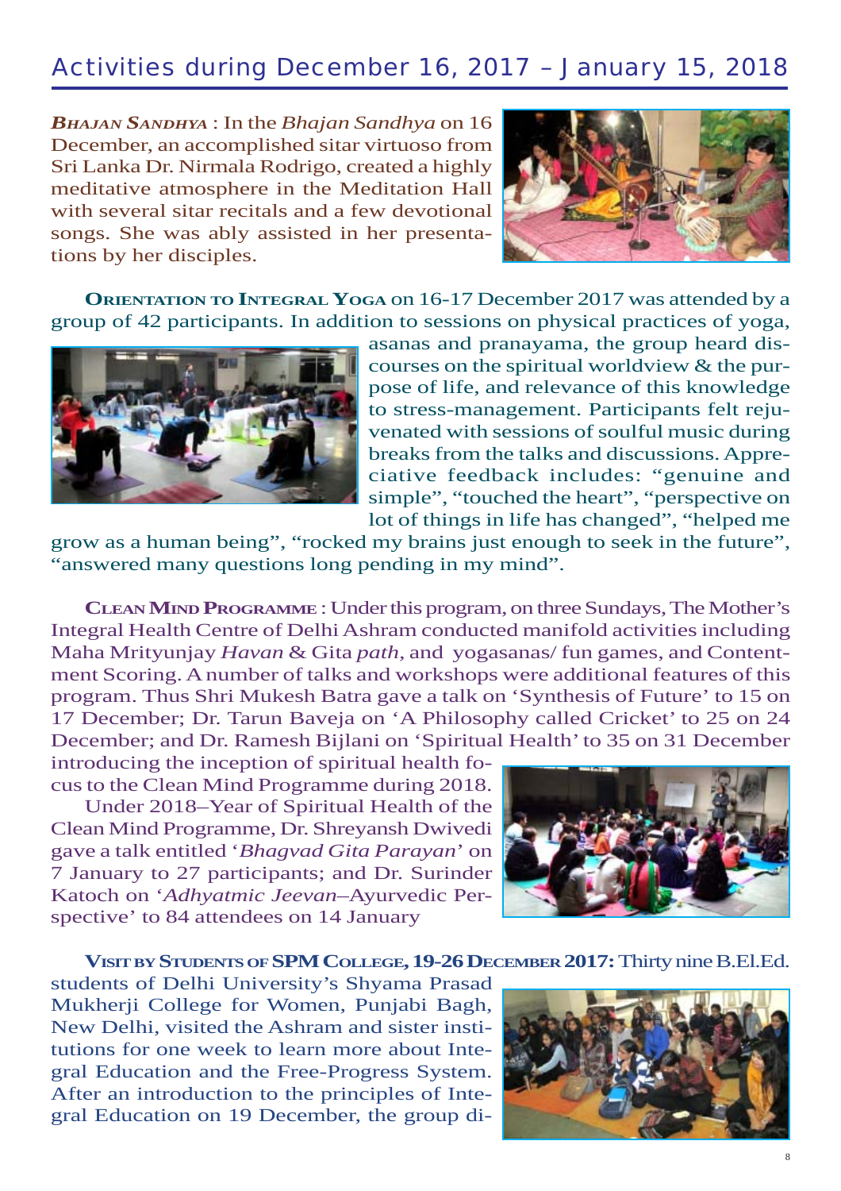## Activities during December 16, 2017 – January 15, 2018

***Bhajan Sandhya*** : In the *Bhajan Sandhya* on 16 December, an accomplished sitar virtuoso from Sri Lanka Dr. Nirmala Rodrigo, created a highly meditative atmosphere in the Meditation Hall with several sitar recitals and a few devotional songs. She was ably assisted in her presentations by her disciples.

**Orientation to Integral Yoga** on 16-17 December 2017 was attended by a group of 42 participants. In addition to sessions on physical practices of yoga, asanas and pranayama, the group heard discourses on the spiritual worldview & the purpose of life, and relevance of this knowledge to stress-management. Participants felt rejuvenated with sessions of soulful music during breaks from the talks and discussions. Appreciative feedback includes: "genuine and simple", "touched the heart", "perspective on lot of things in life has changed", "helped me grow as a human being", "rocked my brains just enough to seek in the future", "answered many questions long pending in my mind".

**Clean Mind Programme** : Under this program, on three Sundays, The Mother's Integral Health Centre of Delhi Ashram conducted manifold activities including Maha Mrityunjay *Havan* & Gita *path*, and yogasanas/ fun games, and Contentment Scoring. A number of talks and workshops were additional features of this program. Thus Shri Mukesh Batra gave a talk on 'Synthesis of Future' to 15 on 17 December; Dr. Tarun Baveja on 'A Philosophy called Cricket' to 25 on 24 December; and Dr. Ramesh Bijlani on 'Spiritual Health' to 35 on 31 December introducing the inception of spiritual health focus to the Clean Mind Programme during 2018.

Under 2018–Year of Spiritual Health of the Clean Mind Programme, Dr. Shreyansh Dwivedi gave a talk entitled '*Bhagvad Gita Parayan*' on 7 January to 27 participants; and Dr. Surinder Katoch on '*Adhyatmic Jeevan*–Ayurvedic Perspective' to 84 attendees on 14 January

**Visit by Students of SPM College, 19-26 December 2017:** Thirty nine B.El.Ed. students of Delhi University's Shyama Prasad Mukherji College for Women, Punjabi Bagh, New Delhi, visited the Ashram and sister institutions for one week to learn more about Integral Education and the Free-Progress System. After an introduction to the principles of Integral Education on 19 December, the group di-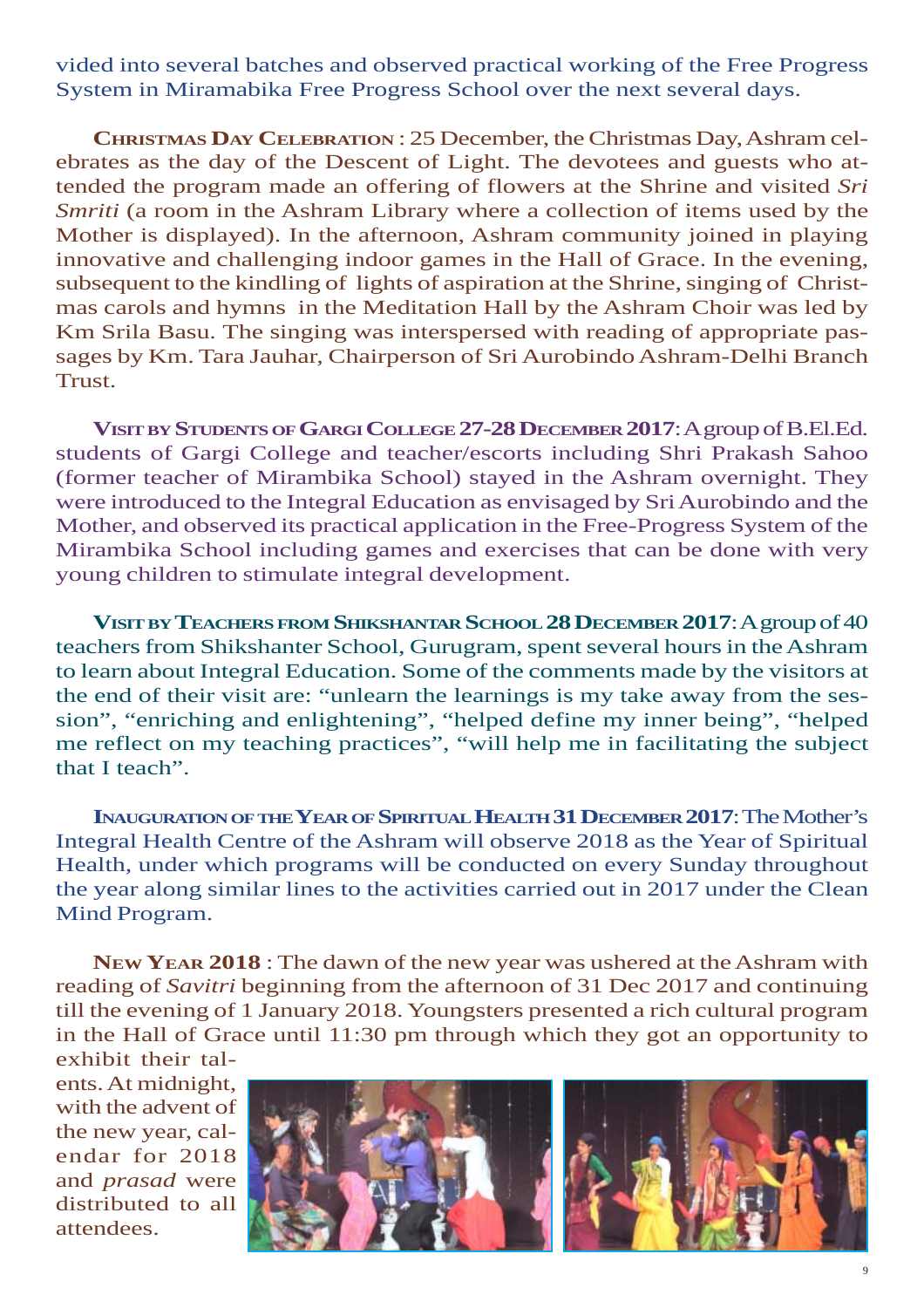vided into several batches and observed practical working of the Free Progress System in Miramabika Free Progress School over the next several days.

**Christmas Day Celebration** : 25 December, the Christmas Day, Ashram celebrates as the day of the Descent of Light. The devotees and guests who attended the program made an offering of flowers at the Shrine and visited *Sri Smriti* (a room in the Ashram Library where a collection of items used by the Mother is displayed). In the afternoon, Ashram community joined in playing innovative and challenging indoor games in the Hall of Grace. In the evening, subsequent to the kindling of lights of aspiration at the Shrine, singing of Christmas carols and hymns in the Meditation Hall by the Ashram Choir was led by Km Srila Basu. The singing was interspersed with reading of appropriate passages by Km. Tara Jauhar, Chairperson of Sri Aurobindo Ashram-Delhi Branch Trust.

**Visit by Students of Gargi College 27-28 December 2017**: A group of B.El.Ed. students of Gargi College and teacher/escorts including Shri Prakash Sahoo (former teacher of Mirambika School) stayed in the Ashram overnight. They were introduced to the Integral Education as envisaged by Sri Aurobindo and the Mother, and observed its practical application in the Free-Progress System of the Mirambika School including games and exercises that can be done with very young children to stimulate integral development.

**Visit by Teachers from Shikshantar School 28 December 2017**: A group of 40 teachers from Shikshanter School, Gurugram, spent several hours in the Ashram to learn about Integral Education. Some of the comments made by the visitors at the end of their visit are: "unlearn the learnings is my take away from the session", "enriching and enlightening", "helped define my inner being", "helped me reflect on my teaching practices", "will help me in facilitating the subject that I teach".

**Inauguration of the Year of Spiritual Health 31 December 2017**: The Mother's Integral Health Centre of the Ashram will observe 2018 as the Year of Spiritual Health, under which programs will be conducted on every Sunday throughout the year along similar lines to the activities carried out in 2017 under the Clean Mind Program.

**New Year 2018** : The dawn of the new year was ushered at the Ashram with reading of *Savitri* beginning from the afternoon of 31 Dec 2017 and continuing till the evening of 1 January 2018. Youngsters presented a rich cultural program in the Hall of Grace until 11:30 pm through which they got an opportunity to exhibit their talents. At midnight, with the advent of the new year, calendar for 2018 and *prasad* were distributed to all attendees.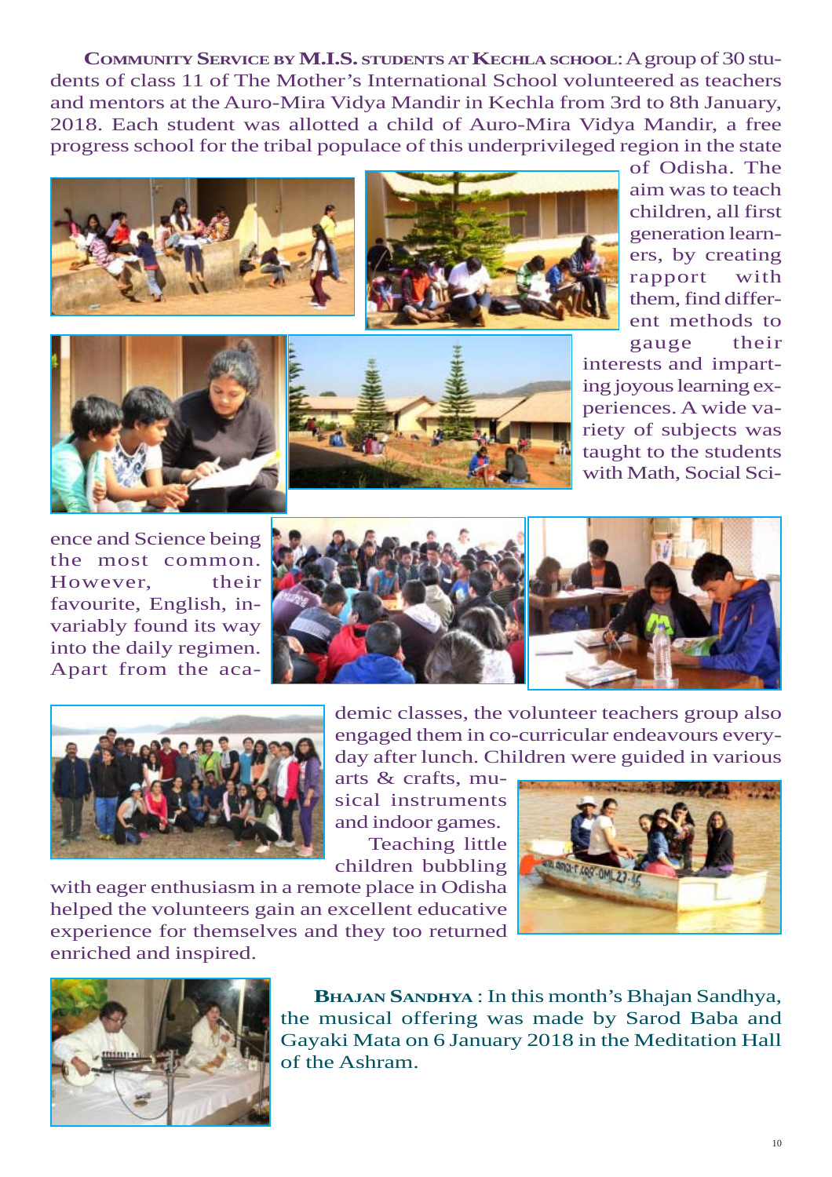**COMMUNITY SERVICE BY M.I.S. STUDENTS AT KECHLA SCHOOL**: A group of 30 students of class 11 of The Mother's International School volunteered as teachers and mentors at the Auro-Mira Vidya Mandir in Kechla from 3rd to 8th January, 2018. Each student was allotted a child of Auro-Mira Vidya Mandir, a free progress school for the tribal populace of this underprivileged region in the state of Odisha. The aim was to teach children, all first generation learners, by creating rapport with them, find different methods to gauge their interests and imparting joyous learning experiences. A wide variety of subjects was taught to the students with Math, Social Science and Science being the most common. However, their favourite, English, invariably found its way into the daily regimen. Apart from the academic classes, the volunteer teachers group also engaged them in co-curricular endeavours everyday after lunch. Children were guided in various arts & crafts, musical instruments and indoor games.

Teaching little children bubbling with eager enthusiasm in a remote place in Odisha helped the volunteers gain an excellent educative experience for themselves and they too returned enriched and inspired.

**BHAJAN SANDHYA** : In this month's Bhajan Sandhya, the musical offering was made by Sarod Baba and Gayaki Mata on 6 January 2018 in the Meditation Hall of the Ashram.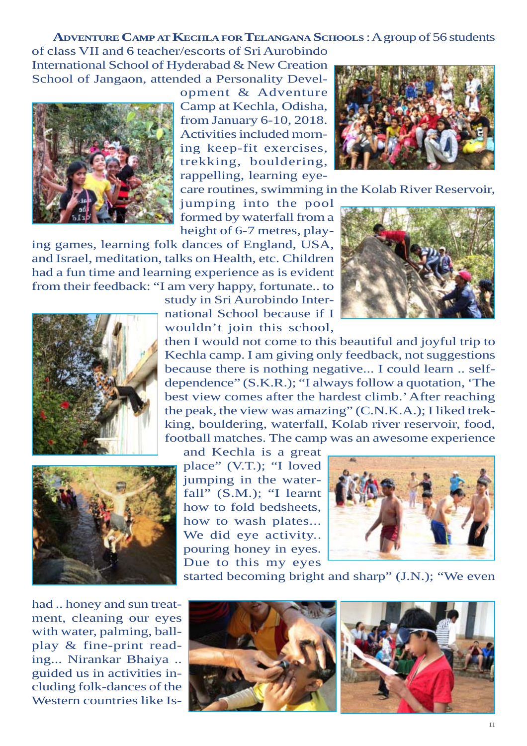**ADVENTURE CAMP AT KECHLA FOR TELANGANA SCHOOLS** : A group of 56 students of class VII and 6 teacher/escorts of Sri Aurobindo International School of Hyderabad & New Creation School of Jangaon, attended a Personality Development & Adventure Camp at Kechla, Odisha, from January 6-10, 2018. Activities included morning keep-fit exercises, trekking, bouldering, rappelling, learning eye-care routines, swimming in the Kolab River Reservoir, jumping into the pool formed by waterfall from a height of 6-7 metres, playing games, learning folk dances of England, USA, and Israel, meditation, talks on Health, etc. Children had a fun time and learning experience as is evident from their feedback: "I am very happy, fortunate.. to study in Sri Aurobindo International School because if I wouldn't join this school, then I would not come to this beautiful and joyful trip to Kechla camp. I am giving only feedback, not suggestions because there is nothing negative... I could learn .. self-dependence" (S.K.R.); "I always follow a quotation, 'The best view comes after the hardest climb.' After reaching the peak, the view was amazing" (C.N.K.A.); I liked trekking, bouldering, waterfall, Kolab river reservoir, food, football matches. The camp was an awesome experience and Kechla is a great place" (V.T.); "I loved jumping in the waterfall" (S.M.); "I learnt how to fold bedsheets, how to wash plates... We did eye activity.. pouring honey in eyes. Due to this my eyes started becoming bright and sharp" (J.N.); "We even had .. honey and sun treatment, cleaning our eyes with water, palming, ball-play & fine-print reading... Nirankar Bhaiya .. guided us in activities including folk-dances of the Western countries like Is-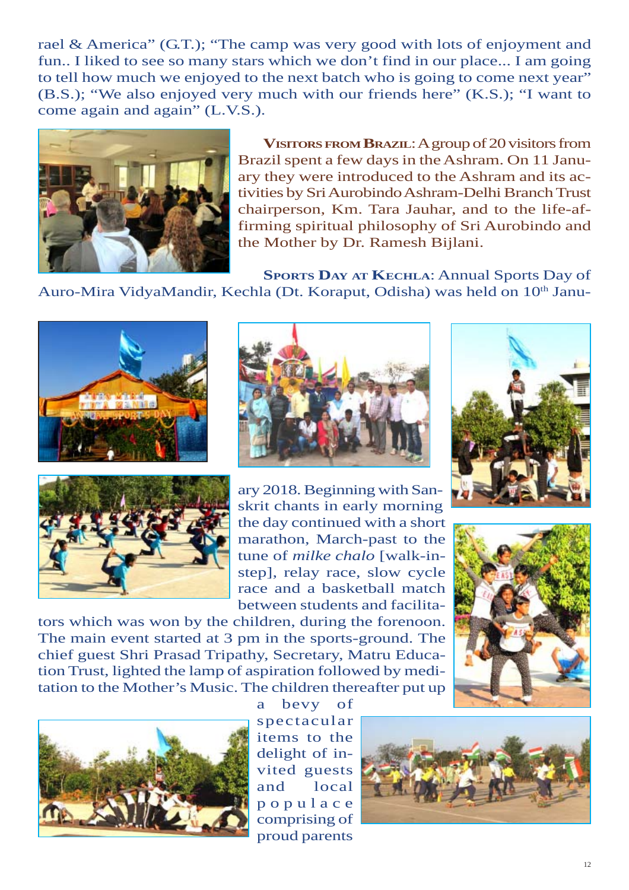rael & America" (G.T.); "The camp was very good with lots of enjoyment and fun.. I liked to see so many stars which we don't find in our place... I am going to tell how much we enjoyed to the next batch who is going to come next year" (B.S.); "We also enjoyed very much with our friends here" (K.S.); "I want to come again and again" (L.V.S.).

**VISITORS FROM BRAZIL**: A group of 20 visitors from Brazil spent a few days in the Ashram. On 11 January they were introduced to the Ashram and its activities by Sri Aurobindo Ashram-Delhi Branch Trust chairperson, Km. Tara Jauhar, and to the life-affirming spiritual philosophy of Sri Aurobindo and the Mother by Dr. Ramesh Bijlani.

**SPORTS DAY AT KECHLA**: Annual Sports Day of Auro-Mira VidyaMandir, Kechla (Dt. Koraput, Odisha) was held on 10th January 2018. Beginning with Sanskrit chants in early morning the day continued with a short marathon, March-past to the tune of *milke chalo* [walk-instep], relay race, slow cycle race and a basketball match between students and facilitators which was won by the children, during the forenoon. The main event started at 3 pm in the sports-ground. The chief guest Shri Prasad Tripathy, Secretary, Matru Education Trust, lighted the lamp of aspiration followed by meditation to the Mother's Music. The children thereafter put up a bevy of spectacular items to the delight of invited guests and local populace comprising of proud parents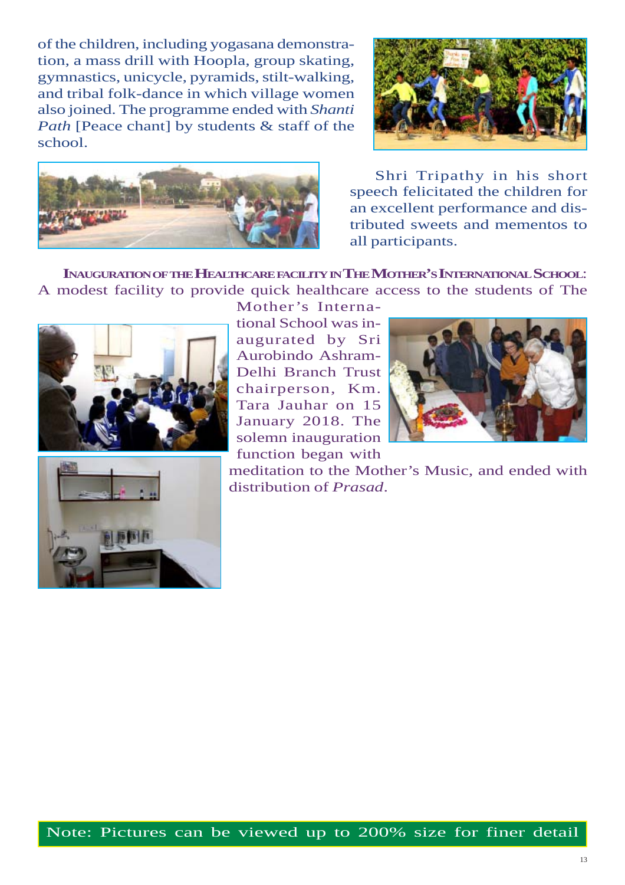of the children, including yogasana demonstration, a mass drill with Hoopla, group skating, gymnastics, unicycle, pyramids, stilt-walking, and tribal folk-dance in which village women also joined. The programme ended with *Shanti Path* [Peace chant] by students & staff of the school.

Shri Tripathy in his short speech felicitated the children for an excellent performance and distributed sweets and mementos to all participants.

**INAUGURATION OF THE HEALTHCARE FACILITY IN THE MOTHER'S INTERNATIONAL SCHOOL:** A modest facility to provide quick healthcare access to the students of The Mother's International School was inaugurated by Sri Aurobindo Ashram-Delhi Branch Trust chairperson, Km. Tara Jauhar on 15 January 2018. The solemn inauguration function began with meditation to the Mother's Music, and ended with distribution of *Prasad*.

Note: Pictures can be viewed up to 200% size for finer detail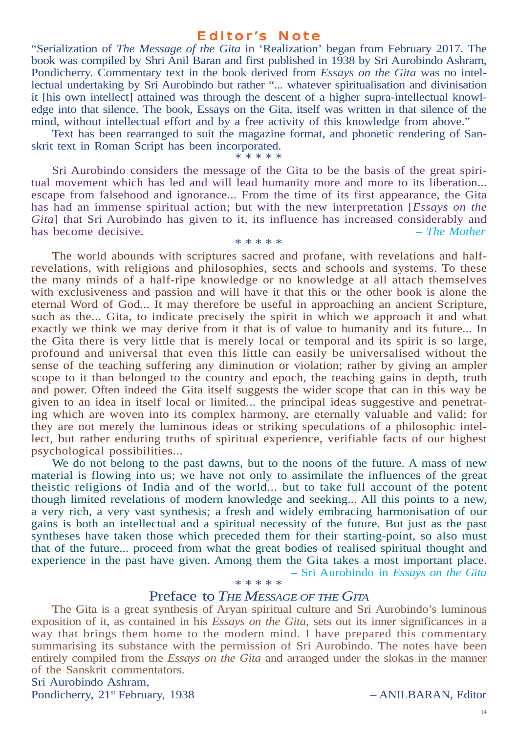## Editor's Note

"Serialization of *The Message of the Gita* in 'Realization' began from February 2017. The book was compiled by Shri Anil Baran and first published in 1938 by Sri Aurobindo Ashram, Pondicherry. Commentary text in the book derived from *Essays on the Gita* was no intellectual undertaking by Sri Aurobindo but rather "... whatever spiritualisation and divinisation it [his own intellect] attained was through the descent of a higher supra-intellectual knowledge into that silence. The book, Essays on the Gita, itself was written in that silence of the mind, without intellectual effort and by a free activity of this knowledge from above."

Text has been rearranged to suit the magazine format, and phonetic rendering of Sanskrit text in Roman Script has been incorporated.

\* \* \* \* \*

Sri Aurobindo considers the message of the Gita to be the basis of the great spiritual movement which has led and will lead humanity more and more to its liberation... escape from falsehood and ignorance... From the time of its first appearance, the Gita has had an immense spiritual action; but with the new interpretation [*Essays on the Gita*] that Sri Aurobindo has given to it, its influence has increased considerably and has become decisive. – *The Mother*

\* \* \* \* \*

The world abounds with scriptures sacred and profane, with revelations and half-revelations, with religions and philosophies, sects and schools and systems. To these the many minds of a half-ripe knowledge or no knowledge at all attach themselves with exclusiveness and passion and will have it that this or the other book is alone the eternal Word of God... It may therefore be useful in approaching an ancient Scripture, such as the... Gita, to indicate precisely the spirit in which we approach it and what exactly we think we may derive from it that is of value to humanity and its future... In the Gita there is very little that is merely local or temporal and its spirit is so large, profound and universal that even this little can easily be universalised without the sense of the teaching suffering any diminution or violation; rather by giving an ampler scope to it than belonged to the country and epoch, the teaching gains in depth, truth and power. Often indeed the Gita itself suggests the wider scope that can in this way be given to an idea in itself local or limited... the principal ideas suggestive and penetrating which are woven into its complex harmony, are eternally valuable and valid; for they are not merely the luminous ideas or striking speculations of a philosophic intellect, but rather enduring truths of spiritual experience, verifiable facts of our highest psychological possibilities...

We do not belong to the past dawns, but to the noons of the future. A mass of new material is flowing into us; we have not only to assimilate the influences of the great theistic religions of India and of the world... but to take full account of the potent though limited revelations of modern knowledge and seeking... All this points to a new, a very rich, a very vast synthesis; a fresh and widely embracing harmonisation of our gains is both an intellectual and a spiritual necessity of the future. But just as the past syntheses have taken those which preceded them for their starting-point, so also must that of the future... proceed from what the great bodies of realised spiritual thought and experience in the past have given. Among them the Gita takes a most important place.

– Sri Aurobindo in *Essays on the Gita*

\* \* \* \* \*

## Preface to *The Message of the Gita*

The Gita is a great synthesis of Aryan spiritual culture and Sri Aurobindo's luminous exposition of it, as contained in his *Essays on the Gita*, sets out its inner significances in a way that brings them home to the modern mind. I have prepared this commentary summarising its substance with the permission of Sri Aurobindo. The notes have been entirely compiled from the *Essays on the Gita* and arranged under the slokas in the manner of the Sanskrit commentators.

Sri Aurobindo Ashram,
Pondicherry, 21st February, 1938

– ANILBARAN, Editor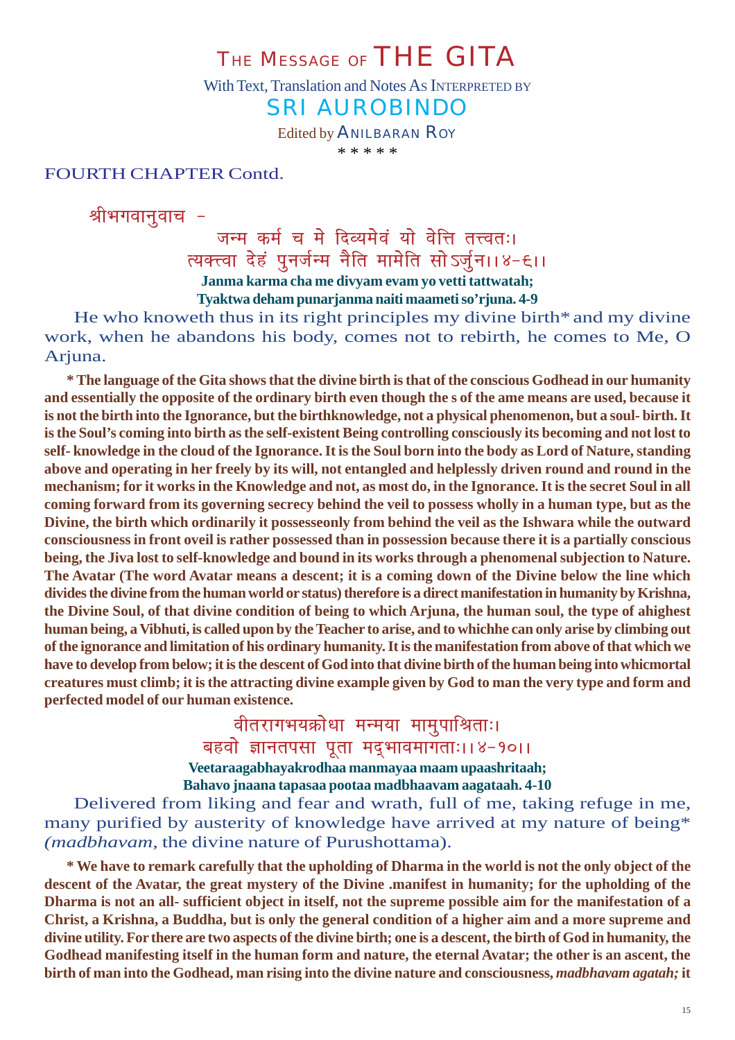# THE MESSAGE OF THE GITA

With Text, Translation and Notes As INTERPRETED BY

## SRI AUROBINDO

Edited by ANILBARAN ROY

\* \* \* \* \*

FOURTH CHAPTER Contd.

श्रीभगवानुवाच -

जन्म कर्म च मे दिव्यमेवं यो वेत्ति तत्त्वतः।
त्यक्त्वा देहं पुनर्जन्म नैति मामेति सोऽर्जुन।।४-९।।

**Janma karma cha me divyam evam yo vetti tattwatah;**
**Tyaktwa deham punarjanma naiti maameti so'rjuna. 4-9**

He who knoweth thus in its right principles my divine birth* and my divine work, when he abandons his body, comes not to rebirth, he comes to Me, O Arjuna.

**\* The language of the Gita shows that the divine birth is that of the conscious Godhead in our humanity and essentially the opposite of the ordinary birth even though the s of the ame means are used, because it is not the birth into the Ignorance, but the birthknowledge, not a physical phenomenon, but a soul- birth. It is the Soul's coming into birth as the self-existent Being controlling consciously its becoming and not lost to self- knowledge in the cloud of the Ignorance. It is the Soul born into the body as Lord of Nature, standing above and operating in her freely by its will, not entangled and helplessly driven round and round in the mechanism; for it works in the Knowledge and not, as most do, in the Ignorance. It is the secret Soul in all coming forward from its governing secrecy behind the veil to possess wholly in a human type, but as the Divine, the birth which ordinarily it possesseonly from behind the veil as the Ishwara while the outward consciousness in front oveil is rather possessed than in possession because there it is a partially conscious being, the Jiva lost to self-knowledge and bound in its works through a phenomenal subjection to Nature. The Avatar (The word Avatar means a descent; it is a coming down of the Divine below the line which divides the divine from the human world or status) therefore is a direct manifestation in humanity by Krishna, the Divine Soul, of that divine condition of being to which Arjuna, the human soul, the type of ahighest human being, a Vibhuti, is called upon by the Teacher to arise, and to whichhe can only arise by climbing out of the ignorance and limitation of his ordinary humanity. It is the manifestation from above of that which we have to develop from below; it is the descent of God into that divine birth of the human being into whicmortal creatures must climb; it is the attracting divine example given by God to man the very type and form and perfected model of our human existence.**

वीतरागभयक्रोधा मन्मया मामुपाश्रिताः।
बहवो ज्ञानतपसा पूता मद्भावमागताः।।४-१०।।

**Veetaraagabhayakrodhaa manmayaa maam upaashritaah;**
**Bahavo jnaana tapasaa pootaa madbhaavam aagataah. 4-10**

Delivered from liking and fear and wrath, full of me, taking refuge in me, many purified by austerity of knowledge have arrived at my nature of being* *(madbhavam,* the divine nature of Purushottama).

**\* We have to remark carefully that the upholding of Dharma in the world is not the only object of the descent of the Avatar, the great mystery of the Divine .manifest in humanity; for the upholding of the Dharma is not an all- sufficient object in itself, not the supreme possible aim for the manifestation of a Christ, a Krishna, a Buddha, but is only the general condition of a higher aim and a more supreme and divine utility. For there are two aspects of the divine birth; one is a descent, the birth of God in humanity, the Godhead manifesting itself in the human form and nature, the eternal Avatar; the other is an ascent, the birth of man into the Godhead, man rising into the divine nature and consciousness, *madbhavam agatah;* it**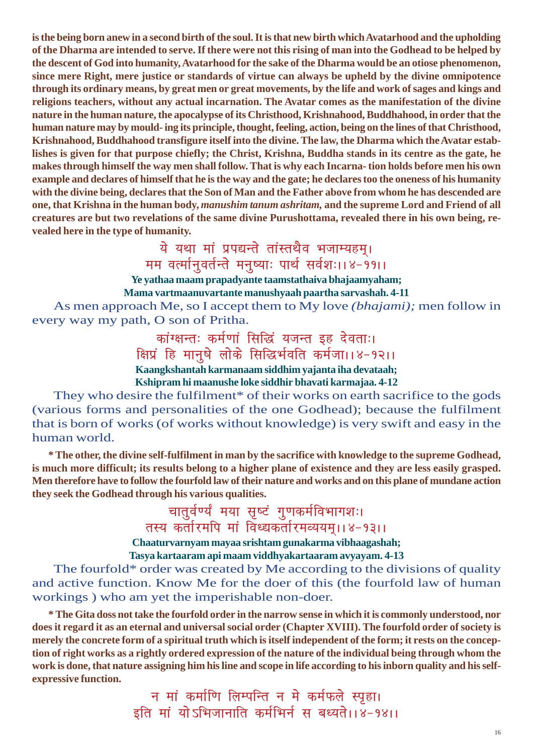**is the being born anew in a second birth of the soul. It is that new birth which Avatarhood and the upholding of the Dharma are intended to serve. If there were not this rising of man into the Godhead to be helped by the descent of God into humanity, Avatarhood for the sake of the Dharma would be an otiose phenomenon, since mere Right, mere justice or standards of virtue can always be upheld by the divine omnipotence through its ordinary means, by great men or great movements, by the life and work of sages and kings and religions teachers, without any actual incarnation. The Avatar comes as the manifestation of the divine nature in the human nature, the apocalypse of its Christhood, Krishnahood, Buddhahood, in order that the human nature may by mould- ing its principle, thought, feeling, action, being on the lines of that Christhood, Krishnahood, Buddhahood transfigure itself into the divine. The law, the Dharma which the Avatar establishes is given for that purpose chiefly; the Christ, Krishna, Buddha stands in its centre as the gate, he makes through himself the way men shall follow. That is why each Incarna- tion holds before men his own example and declares of himself that he is the way and the gate; he declares too the oneness of his humanity with the divine being, declares that the Son of Man and the Father above from whom he has descended are one, that Krishna in the human body, *manushim tanum ashritam,* and the supreme Lord and Friend of all creatures are but two revelations of the same divine Purushottama, revealed there in his own being, revealed here in the type of humanity.**

ये यथा मां प्रपद्यन्ते तांस्तथैव भजाम्यहम्।
मम वर्त्मानुवर्तन्ते मनुष्याः पार्थ सर्वशः।।४-११।।

**Ye yathaa maam prapadyante taamstathaiva bhajaamyaham;**
**Mama vartmaanuvartante manushyaah paartha sarvashah. 4-11**

As men approach Me, so I accept them to My love *(bhajami);* men follow in every way my path, O son of Pritha.

कांग्क्षन्तः कर्मणां सिद्धिं यजन्त इह देवताः।
क्षिप्रं हि मानुषे लोके सिद्धिर्भवति कर्मजा।।४-१२।।

**Kaangkshantah karmanaam siddhim yajanta iha devataah;**
**Kshipram hi maanushe loke siddhir bhavati karmajaa. 4-12**

They who desire the fulfilment* of their works on earth sacrifice to the gods (various forms and personalities of the one Godhead); because the fulfilment that is born of works (of works without knowledge) is very swift and easy in the human world.

**\* The other, the divine self-fulfilment in man by the sacrifice with knowledge to the supreme Godhead, is much more difficult; its results belong to a higher plane of existence and they are less easily grasped. Men therefore have to follow the fourfold law of their nature and works and on this plane of mundane action they seek the Godhead through his various qualities.**

चातुर्वर्ण्यं मया सृष्टं गुणकर्मविभागशः।
तस्य कर्तारमपि मां विध्यकर्तारमव्ययम्।।४-१३।।

**Chaaturvarnyam mayaa srishtam gunakarma vibhaagashah;**
**Tasya kartaaram api maam viddhyakartaaram avyayam. 4-13**

The fourfold* order was created by Me according to the divisions of quality and active function. Know Me for the doer of this (the fourfold law of human workings ) who am yet the imperishable non-doer.

**\* The Gita doss not take the fourfold order in the narrow sense in which it is commonly understood, nor does it regard it as an eternal and universal social order (Chapter XVIII). The fourfold order of society is merely the concrete form of a spiritual truth which is itself independent of the form; it rests on the conception of right works as a rightly ordered expression of the nature of the individual being through whom the work is done, that nature assigning him his line and scope in life according to his inborn quality and his self-expressive function.**

न मां कर्माणि लिम्पन्ति न मे कर्मफले स्पृहा।
इति मां योऽभिजानाति कर्मभिर्न स बध्यते।।४-१४।।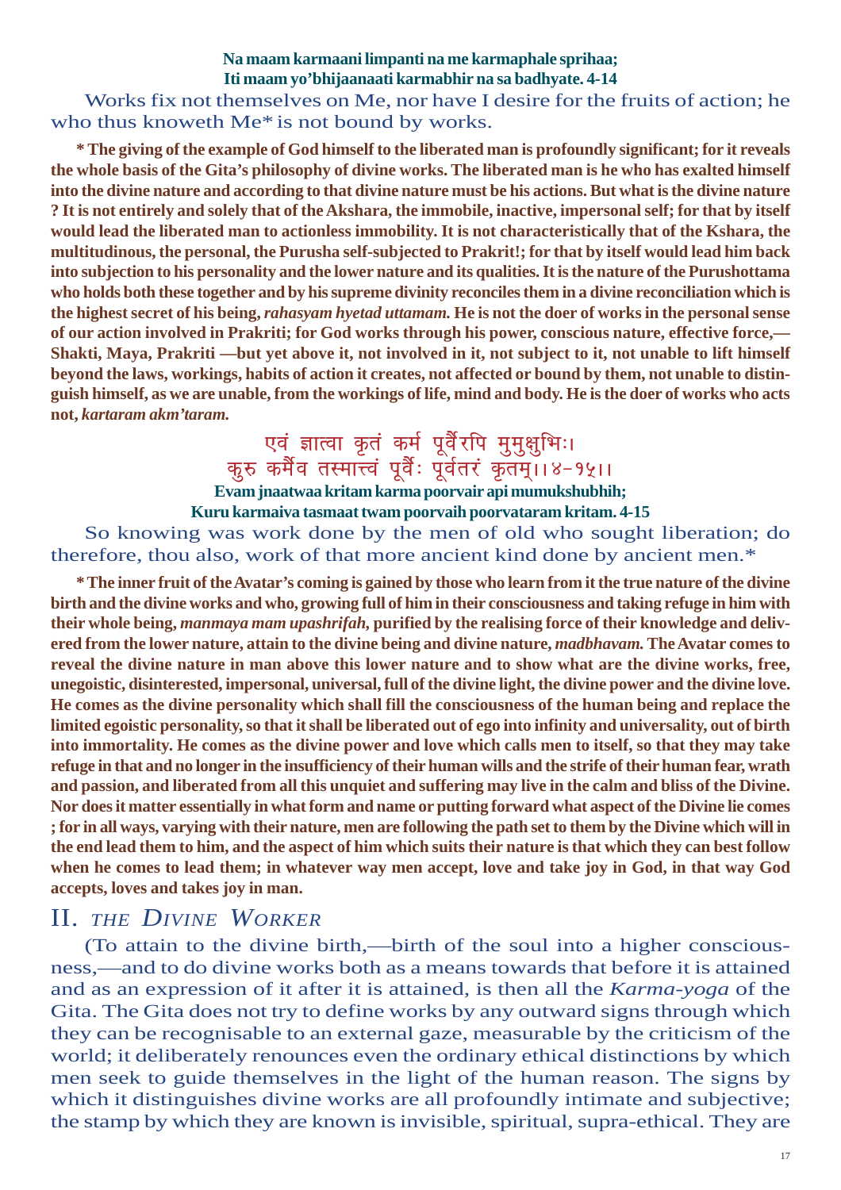**Na maam karmaani limpanti na me karmaphale sprihaa;**
**Iti maam yo'bhijaanaati karmabhir na sa badhyate. 4-14**

Works fix not themselves on Me, nor have I desire for the fruits of action; he who thus knoweth Me* is not bound by works.

**\* The giving of the example of God himself to the liberated man is profoundly significant; for it reveals the whole basis of the Gita's philosophy of divine works. The liberated man is he who has exalted himself into the divine nature and according to that divine nature must be his actions. But what is the divine nature ? It is not entirely and solely that of the Akshara, the immobile, inactive, impersonal self; for that by itself would lead the liberated man to actionless immobility. It is not characteristically that of the Kshara, the multitudinous, the personal, the Purusha self-subjected to Prakrit!; for that by itself would lead him back into subjection to his personality and the lower nature and its qualities. It is the nature of the Purushottama who holds both these together and by his supreme divinity reconciles them in a divine reconciliation which is the highest secret of his being, *rahasyam hyetad uttamam.* He is not the doer of works in the personal sense of our action involved in Prakriti; for God works through his power, conscious nature, effective force,— Shakti, Maya, Prakriti —but yet above it, not involved in it, not subject to it, not unable to lift himself beyond the laws, workings, habits of action it creates, not affected or bound by them, not unable to distinguish himself, as we are unable, from the workings of life, mind and body. He is the doer of works who acts not, *kartaram akm'taram.***

एवं ज्ञात्वा कृतं कर्म पूर्वैरपि मुमुक्षुभिः।
कुरु कर्मैव तस्मात्त्वं पूर्वैः पूर्वतरं कृतम्।।४-१५।।

**Evam jnaatwaa kritam karma poorvair api mumukshubhih;**
**Kuru karmaiva tasmaat twam poorvaih poorvataram kritam. 4-15**

So knowing was work done by the men of old who sought liberation; do therefore, thou also, work of that more ancient kind done by ancient men.*

**\* The inner fruit of the Avatar's coming is gained by those who learn from it the true nature of the divine birth and the divine works and who, growing full of him in their consciousness and taking refuge in him with their whole being, *manmaya mam upashrifah,* purified by the realising force of their knowledge and delivered from the lower nature, attain to the divine being and divine nature, *madbhavam.* The Avatar comes to reveal the divine nature in man above this lower nature and to show what are the divine works, free, unegoistic, disinterested, impersonal, universal, full of the divine light, the divine power and the divine love. He comes as the divine personality which shall fill the consciousness of the human being and replace the limited egoistic personality, so that it shall be liberated out of ego into infinity and universality, out of birth into immortality. He comes as the divine power and love which calls men to itself, so that they may take refuge in that and no longer in the insufficiency of their human wills and the strife of their human fear, wrath and passion, and liberated from all this unquiet and suffering may live in the calm and bliss of the Divine. Nor does it matter essentially in what form and name or putting forward what aspect of the Divine lie comes ; for in all ways, varying with their nature, men are following the path set to them by the Divine which will in the end lead them to him, and the aspect of him which suits their nature is that which they can best follow when he comes to lead them; in whatever way men accept, love and take joy in God, in that way God accepts, loves and takes joy in man.**

## II. *THE DIVINE WORKER*

(To attain to the divine birth,—birth of the soul into a higher consciousness,—and to do divine works both as a means towards that before it is attained and as an expression of it after it is attained, is then all the *Karma-yoga* of the Gita. The Gita does not try to define works by any outward signs through which they can be recognisable to an external gaze, measurable by the criticism of the world; it deliberately renounces even the ordinary ethical distinctions by which men seek to guide themselves in the light of the human reason. The signs by which it distinguishes divine works are all profoundly intimate and subjective; the stamp by which they are known is invisible, spiritual, supra-ethical. They are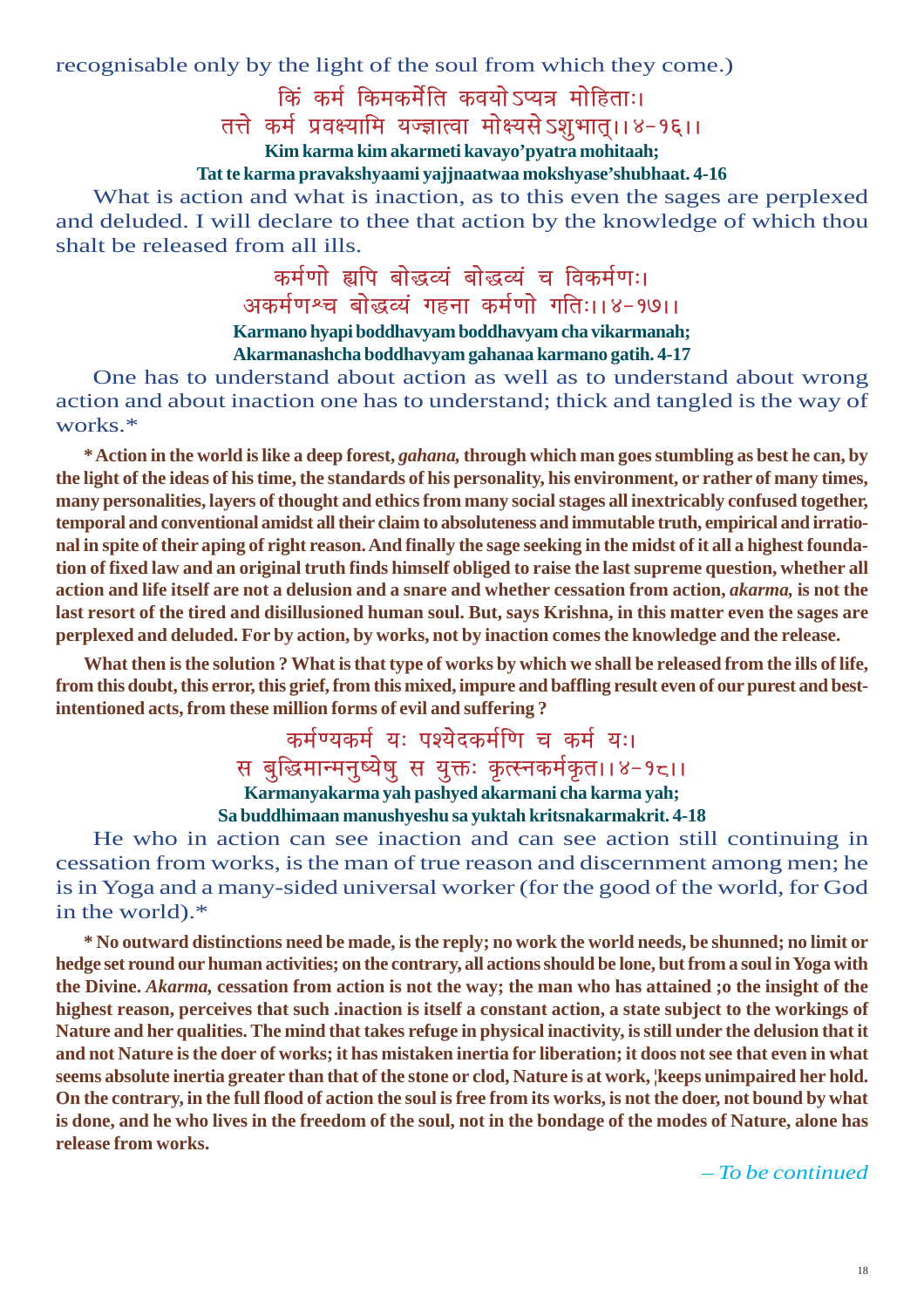recognisable only by the light of the soul from which they come.)

किं कर्म किमकर्मेति कवयोऽप्यत्र मोहिताः।
तत्ते कर्म प्रवक्ष्यामि यज्ज्ञात्वा मोक्ष्यसेऽशुभात्।।४-१६।।

**Kim karma kim akarmeti kavayo'pyatra mohitaah;**
**Tat te karma pravakshyaami yajjnaatwaa mokshyase'shubhaat. 4-16**

What is action and what is inaction, as to this even the sages are perplexed and deluded. I will declare to thee that action by the knowledge of which thou shalt be released from all ills.

कर्मणो ह्यपि बोद्धव्यं बोद्धव्यं च विकर्मणः।
अकर्मणश्च बोद्धव्यं गहना कर्मणो गतिः।।४-१७।।

**Karmano hyapi boddhavyam boddhavyam cha vikarmanah;**
**Akarmanashcha boddhavyam gahanaa karmano gatih. 4-17**

One has to understand about action as well as to understand about wrong action and about inaction one has to understand; thick and tangled is the way of works.*

**\* Action in the world is like a deep forest, *gahana,* through which man goes stumbling as best he can, by the light of the ideas of his time, the standards of his personality, his environment, or rather of many times, many personalities, layers of thought and ethics from many social stages all inextricably confused together, temporal and conventional amidst all their claim to absoluteness and immutable truth, empirical and irrational in spite of their aping of right reason. And finally the sage seeking in the midst of it all a highest foundation of fixed law and an original truth finds himself obliged to raise the last supreme question, whether all action and life itself are not a delusion and a snare and whether cessation from action, *akarma,* is not the last resort of the tired and disillusioned human soul. But, says Krishna, in this matter even the sages are perplexed and deluded. For by action, by works, not by inaction comes the knowledge and the release.**

**What then is the solution ? What is that type of works by which we shall be released from the ills of life, from this doubt, this error, this grief, from this mixed, impure and baffling result even of our purest and best-intentioned acts, from these million forms of evil and suffering ?**

कर्मण्यकर्म यः पश्येदकर्मणि च कर्म यः।
स बुद्धिमान्मनुष्येषु स युक्तः कृत्स्नकर्मकृत।।४-१८।।

**Karmanyakarma yah pashyed akarmani cha karma yah;**
**Sa buddhimaan manushyeshu sa yuktah kritsnakarmakrit. 4-18**

He who in action can see inaction and can see action still continuing in cessation from works, is the man of true reason and discernment among men; he is in Yoga and a many-sided universal worker (for the good of the world, for God in the world).*

**\* No outward distinctions need be made, is the reply; no work the world needs, be shunned; no limit or hedge set round our human activities; on the contrary, all actions should be lone, but from a soul in Yoga with the Divine. *Akarma,* cessation from action is not the way; the man who has attained ;o the insight of the highest reason, perceives that such .inaction is itself a constant action, a state subject to the workings of Nature and her qualities. The mind that takes refuge in physical inactivity, is still under the delusion that it and not Nature is the doer of works; it has mistaken inertia for liberation; it doos not see that even in what seems absolute inertia greater than that of the stone or clod, Nature is at work, ¦keeps unimpaired her hold. On the contrary, in the full flood of action the soul is free from its works, is not the doer, not bound by what is done, and he who lives in the freedom of the soul, not in the bondage of the modes of Nature, alone has release from works.**

*– To be continued*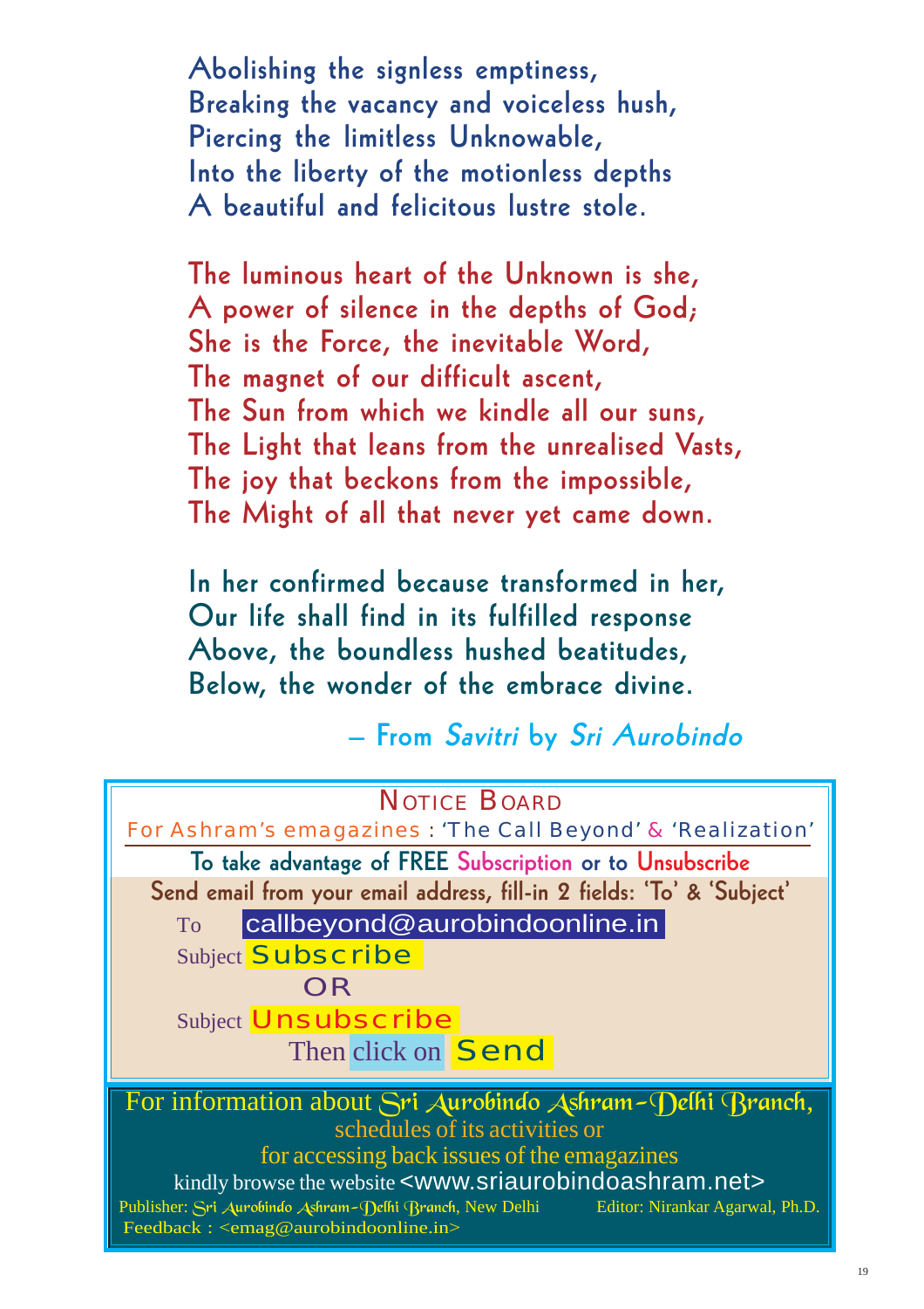Abolishing the signless emptiness,
Breaking the vacancy and voiceless hush,
Piercing the limitless Unknowable,
Into the liberty of the motionless depths
A beautiful and felicitous lustre stole.

The luminous heart of the Unknown is she,
A power of silence in the depths of God;
She is the Force, the inevitable Word,
The magnet of our difficult ascent,
The Sun from which we kindle all our suns,
The Light that leans from the unrealised Vasts,
The joy that beckons from the impossible,
The Might of all that never yet came down.

In her confirmed because transformed in her,
Our life shall find in its fulfilled response
Above, the boundless hushed beatitudes,
Below, the wonder of the embrace divine.

— From *Savitri* by *Sri Aurobindo*

## NOTICE BOARD

For Ashram's emagazines : 'The Call Beyond' & 'Realization'

**To take advantage of FREE Subscription or to Unsubscribe**

**Send email from your email address, fill-in 2 fields: 'To' & 'Subject'**

To callbeyond@aurobindoonline.in

Subject Subscribe

OR

Subject Unsubscribe

Then click on Send

For information about Sri Aurobindo Ashram-Delhi Branch,
schedules of its activities or
for accessing back issues of the emagazines
kindly browse the website <www.sriaurobindoashram.net>

Publisher: Sri Aurobindo Ashram-Delhi Branch, New Delhi

Editor: Nirankar Agarwal, Ph.D.

Feedback : <emag@aurobindoonline.in>